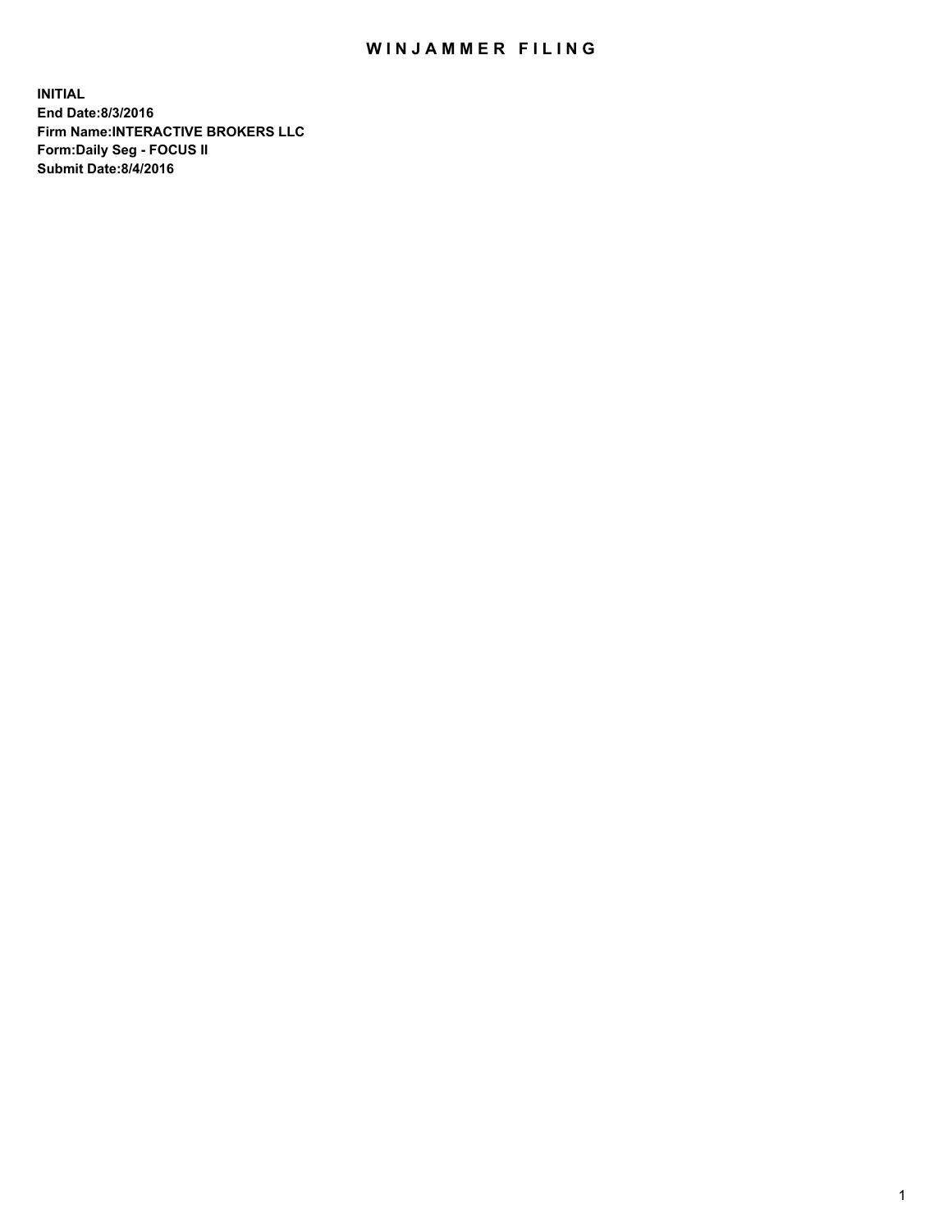# WINJAMMER FILING

**INITIAL**
**End Date:8/3/2016**
**Firm Name:INTERACTIVE BROKERS LLC**
**Form:Daily Seg - FOCUS II**
**Submit Date:8/4/2016**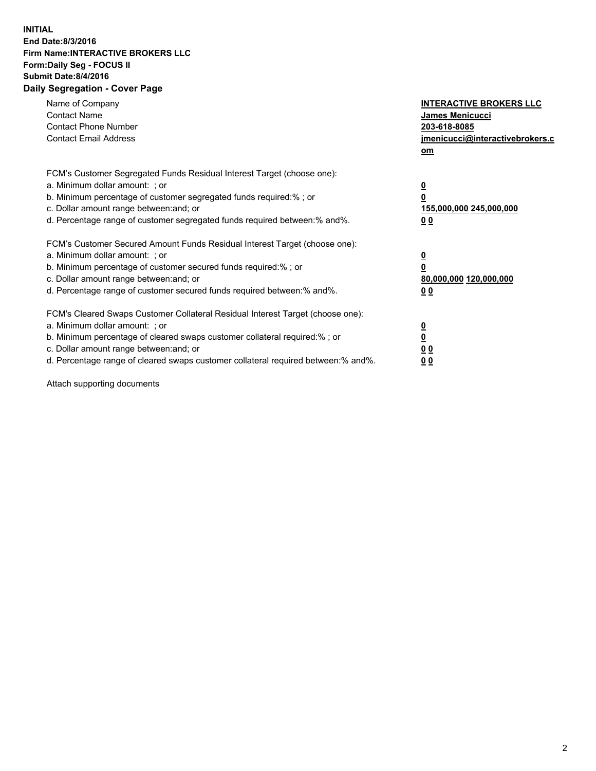**INITIAL**
**End Date:8/3/2016**
**Firm Name:INTERACTIVE BROKERS LLC**
**Form:Daily Seg - FOCUS II**
**Submit Date:8/4/2016**

## Daily Segregation - Cover Page

| | |
|---|---|
| Name of Company | **INTERACTIVE BROKERS LLC** |
| Contact Name | **James Menicucci** |
| Contact Phone Number | **203-618-8085** |
| Contact Email Address | **jmenicucci@interactivebrokers.com** |

FCM's Customer Segregated Funds Residual Interest Target (choose one):

| | |
|---|---|
| a. Minimum dollar amount: ; or | **0** |
| b. Minimum percentage of customer segregated funds required:% ; or | **0** |
| c. Dollar amount range between:and; or | **155,000,000 245,000,000** |
| d. Percentage range of customer segregated funds required between:% and%. | **0 0** |

FCM's Customer Secured Amount Funds Residual Interest Target (choose one):

| | |
|---|---|
| a. Minimum dollar amount: ; or | **0** |
| b. Minimum percentage of customer secured funds required:% ; or | **0** |
| c. Dollar amount range between:and; or | **80,000,000 120,000,000** |
| d. Percentage range of customer secured funds required between:% and%. | **0 0** |

FCM's Cleared Swaps Customer Collateral Residual Interest Target (choose one):

| | |
|---|---|
| a. Minimum dollar amount: ; or | **0** |
| b. Minimum percentage of cleared swaps customer collateral required:% ; or | **0** |
| c. Dollar amount range between:and; or | **0 0** |
| d. Percentage range of cleared swaps customer collateral required between:% and%. | **0 0** |

Attach supporting documents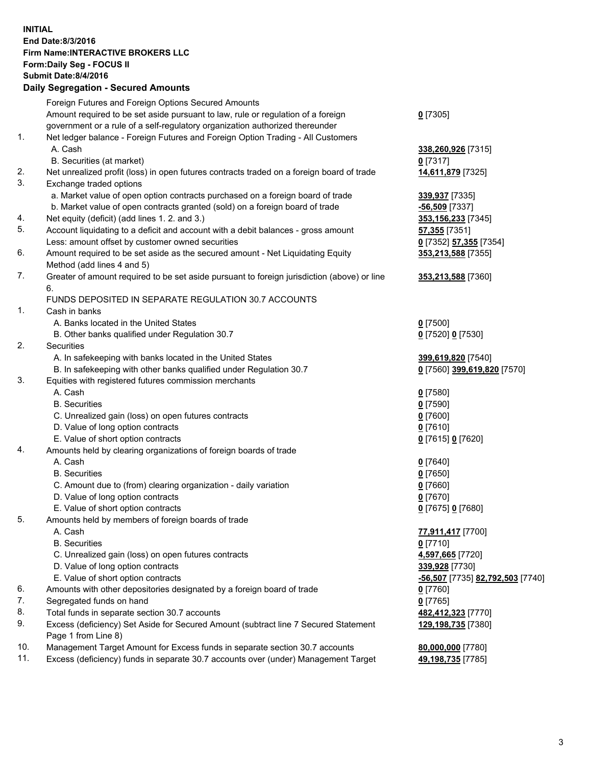**INITIAL**
**End Date:8/3/2016**
**Firm Name:INTERACTIVE BROKERS LLC**
**Form:Daily Seg - FOCUS II**
**Submit Date:8/4/2016**

## Daily Segregation - Secured Amounts

| | | |
|---|---|---|
| | Foreign Futures and Foreign Options Secured Amounts | |
| | Amount required to be set aside pursuant to law, rule or regulation of a foreign government or a rule of a self-regulatory organization authorized thereunder | **0** [7305] |
| 1. | Net ledger balance - Foreign Futures and Foreign Option Trading - All Customers | |
| | A. Cash | **338,260,926** [7315] |
| | B. Securities (at market) | **0** [7317] |
| 2. | Net unrealized profit (loss) in open futures contracts traded on a foreign board of trade | **14,611,879** [7325] |
| 3. | Exchange traded options | |
| | a. Market value of open option contracts purchased on a foreign board of trade | **339,937** [7335] |
| | b. Market value of open contracts granted (sold) on a foreign board of trade | **-56,509** [7337] |
| 4. | Net equity (deficit) (add lines 1. 2. and 3.) | **353,156,233** [7345] |
| 5. | Account liquidating to a deficit and account with a debit balances - gross amount | **57,355** [7351] |
| | Less: amount offset by customer owned securities | **0** [7352] **57,355** [7354] |
| 6. | Amount required to be set aside as the secured amount - Net Liquidating Equity Method (add lines 4 and 5) | **353,213,588** [7355] |
| 7. | Greater of amount required to be set aside pursuant to foreign jurisdiction (above) or line 6. | **353,213,588** [7360] |
| | FUNDS DEPOSITED IN SEPARATE REGULATION 30.7 ACCOUNTS | |
| 1. | Cash in banks | |
| | A. Banks located in the United States | **0** [7500] |
| | B. Other banks qualified under Regulation 30.7 | **0** [7520] **0** [7530] |
| 2. | Securities | |
| | A. In safekeeping with banks located in the United States | **399,619,820** [7540] |
| | B. In safekeeping with other banks qualified under Regulation 30.7 | **0** [7560] **399,619,820** [7570] |
| 3. | Equities with registered futures commission merchants | |
| | A. Cash | **0** [7580] |
| | B. Securities | **0** [7590] |
| | C. Unrealized gain (loss) on open futures contracts | **0** [7600] |
| | D. Value of long option contracts | **0** [7610] |
| | E. Value of short option contracts | **0** [7615] **0** [7620] |
| 4. | Amounts held by clearing organizations of foreign boards of trade | |
| | A. Cash | **0** [7640] |
| | B. Securities | **0** [7650] |
| | C. Amount due to (from) clearing organization - daily variation | **0** [7660] |
| | D. Value of long option contracts | **0** [7670] |
| | E. Value of short option contracts | **0** [7675] **0** [7680] |
| 5. | Amounts held by members of foreign boards of trade | |
| | A. Cash | **77,911,417** [7700] |
| | B. Securities | **0** [7710] |
| | C. Unrealized gain (loss) on open futures contracts | **4,597,665** [7720] |
| | D. Value of long option contracts | **339,928** [7730] |
| | E. Value of short option contracts | **-56,507** [7735] **82,792,503** [7740] |
| 6. | Amounts with other depositories designated by a foreign board of trade | **0** [7760] |
| 7. | Segregated funds on hand | **0** [7765] |
| 8. | Total funds in separate section 30.7 accounts | **482,412,323** [7770] |
| 9. | Excess (deficiency) Set Aside for Secured Amount (subtract line 7 Secured Statement Page 1 from Line 8) | **129,198,735** [7380] |
| 10. | Management Target Amount for Excess funds in separate section 30.7 accounts | **80,000,000** [7780] |
| 11. | Excess (deficiency) funds in separate 30.7 accounts over (under) Management Target | **49,198,735** [7785] |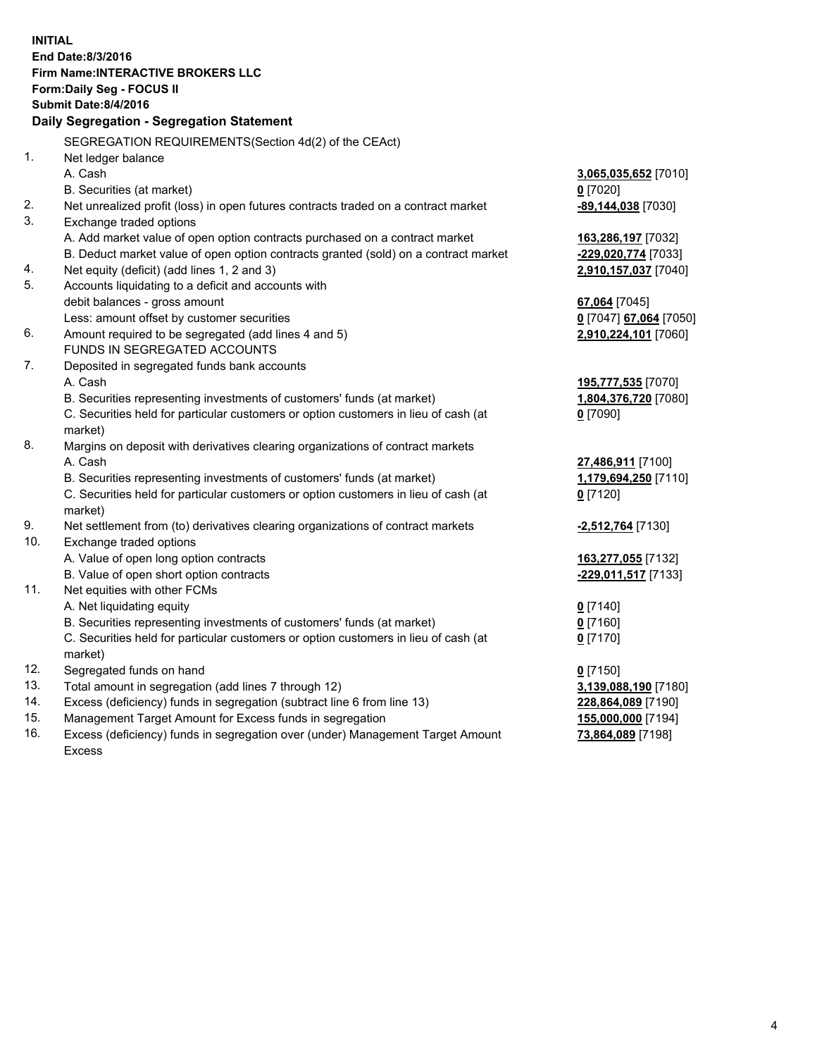**INITIAL**
**End Date:8/3/2016**
**Firm Name:INTERACTIVE BROKERS LLC**
**Form:Daily Seg - FOCUS II**
**Submit Date:8/4/2016**

## Daily Segregation - Segregation Statement

SEGREGATION REQUIREMENTS(Section 4d(2) of the CEAct)

| | | |
|---|---|---|
| 1. | Net ledger balance | |
| | A. Cash | **3,065,035,652** [7010] |
| | B. Securities (at market) | **0** [7020] |
| 2. | Net unrealized profit (loss) in open futures contracts traded on a contract market | **-89,144,038** [7030] |
| 3. | Exchange traded options | |
| | A. Add market value of open option contracts purchased on a contract market | **163,286,197** [7032] |
| | B. Deduct market value of open option contracts granted (sold) on a contract market | **-229,020,774** [7033] |
| 4. | Net equity (deficit) (add lines 1, 2 and 3) | **2,910,157,037** [7040] |
| 5. | Accounts liquidating to a deficit and accounts with debit balances - gross amount | **67,064** [7045] |
| | Less: amount offset by customer securities | **0** [7047] **67,064** [7050] |
| 6. | Amount required to be segregated (add lines 4 and 5) | **2,910,224,101** [7060] |
| | FUNDS IN SEGREGATED ACCOUNTS | |
| 7. | Deposited in segregated funds bank accounts | |
| | A. Cash | **195,777,535** [7070] |
| | B. Securities representing investments of customers' funds (at market) | **1,804,376,720** [7080] |
| | C. Securities held for particular customers or option customers in lieu of cash (at market) | **0** [7090] |
| 8. | Margins on deposit with derivatives clearing organizations of contract markets | |
| | A. Cash | **27,486,911** [7100] |
| | B. Securities representing investments of customers' funds (at market) | **1,179,694,250** [7110] |
| | C. Securities held for particular customers or option customers in lieu of cash (at market) | **0** [7120] |
| 9. | Net settlement from (to) derivatives clearing organizations of contract markets | **-2,512,764** [7130] |
| 10. | Exchange traded options | |
| | A. Value of open long option contracts | **163,277,055** [7132] |
| | B. Value of open short option contracts | **-229,011,517** [7133] |
| 11. | Net equities with other FCMs | |
| | A. Net liquidating equity | **0** [7140] |
| | B. Securities representing investments of customers' funds (at market) | **0** [7160] |
| | C. Securities held for particular customers or option customers in lieu of cash (at market) | **0** [7170] |
| 12. | Segregated funds on hand | **0** [7150] |
| 13. | Total amount in segregation (add lines 7 through 12) | **3,139,088,190** [7180] |
| 14. | Excess (deficiency) funds in segregation (subtract line 6 from line 13) | **228,864,089** [7190] |
| 15. | Management Target Amount for Excess funds in segregation | **155,000,000** [7194] |
| 16. | Excess (deficiency) funds in segregation over (under) Management Target Amount Excess | **73,864,089** [7198] |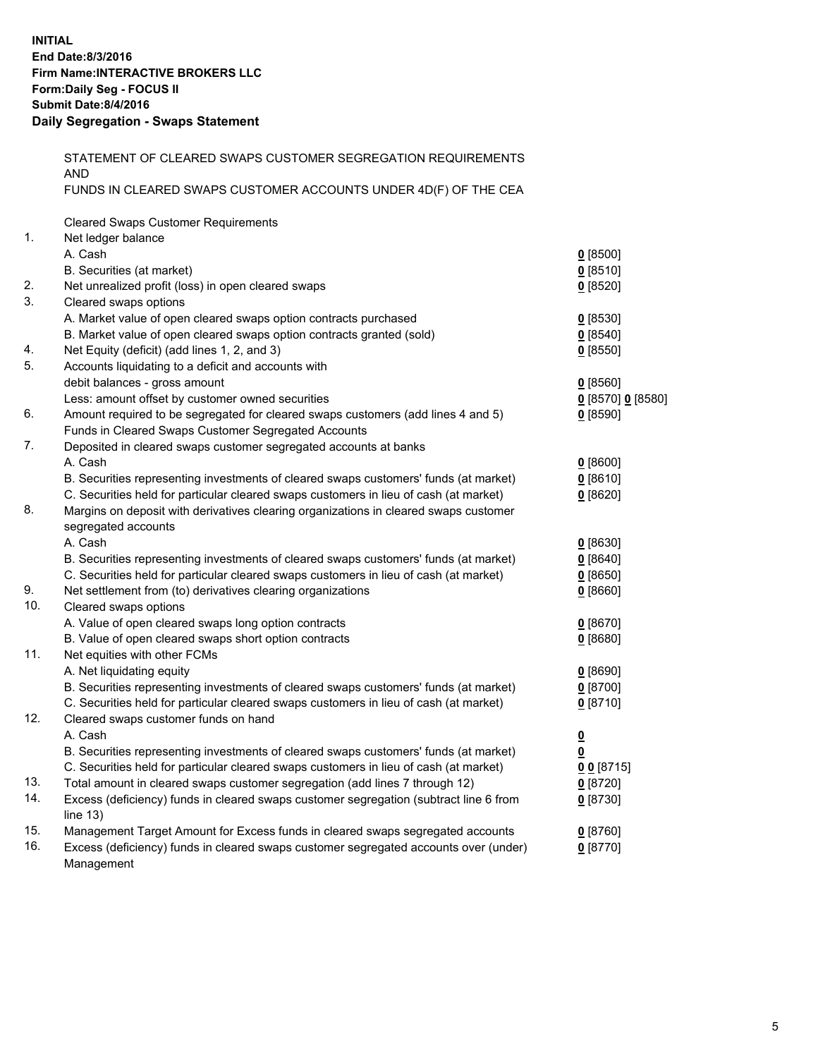**INITIAL**
**End Date:8/3/2016**
**Firm Name:INTERACTIVE BROKERS LLC**
**Form:Daily Seg - FOCUS II**
**Submit Date:8/4/2016**
**Daily Segregation - Swaps Statement**

STATEMENT OF CLEARED SWAPS CUSTOMER SEGREGATION REQUIREMENTS
AND
FUNDS IN CLEARED SWAPS CUSTOMER ACCOUNTS UNDER 4D(F) OF THE CEA

| | | |
|---|---|---|
| | Cleared Swaps Customer Requirements | |
| 1. | Net ledger balance | |
| | A. Cash | 0 [8500] |
| | B. Securities (at market) | 0 [8510] |
| 2. | Net unrealized profit (loss) in open cleared swaps | 0 [8520] |
| 3. | Cleared swaps options | |
| | A. Market value of open cleared swaps option contracts purchased | 0 [8530] |
| | B. Market value of open cleared swaps option contracts granted (sold) | 0 [8540] |
| 4. | Net Equity (deficit) (add lines 1, 2, and 3) | 0 [8550] |
| 5. | Accounts liquidating to a deficit and accounts with debit balances - gross amount | 0 [8560] |
| | Less: amount offset by customer owned securities | 0 [8570] 0 [8580] |
| 6. | Amount required to be segregated for cleared swaps customers (add lines 4 and 5) | 0 [8590] |
| | Funds in Cleared Swaps Customer Segregated Accounts | |
| 7. | Deposited in cleared swaps customer segregated accounts at banks | |
| | A. Cash | 0 [8600] |
| | B. Securities representing investments of cleared swaps customers' funds (at market) | 0 [8610] |
| | C. Securities held for particular cleared swaps customers in lieu of cash (at market) | 0 [8620] |
| 8. | Margins on deposit with derivatives clearing organizations in cleared swaps customer segregated accounts | |
| | A. Cash | 0 [8630] |
| | B. Securities representing investments of cleared swaps customers' funds (at market) | 0 [8640] |
| | C. Securities held for particular cleared swaps customers in lieu of cash (at market) | 0 [8650] |
| 9. | Net settlement from (to) derivatives clearing organizations | 0 [8660] |
| 10. | Cleared swaps options | |
| | A. Value of open cleared swaps long option contracts | 0 [8670] |
| | B. Value of open cleared swaps short option contracts | 0 [8680] |
| 11. | Net equities with other FCMs | |
| | A. Net liquidating equity | 0 [8690] |
| | B. Securities representing investments of cleared swaps customers' funds (at market) | 0 [8700] |
| | C. Securities held for particular cleared swaps customers in lieu of cash (at market) | 0 [8710] |
| 12. | Cleared swaps customer funds on hand | |
| | A. Cash | 0 |
| | B. Securities representing investments of cleared swaps customers' funds (at market) | 0 |
| | C. Securities held for particular cleared swaps customers in lieu of cash (at market) | 0 0 [8715] |
| 13. | Total amount in cleared swaps customer segregation (add lines 7 through 12) | 0 [8720] |
| 14. | Excess (deficiency) funds in cleared swaps customer segregation (subtract line 6 from line 13) | 0 [8730] |
| 15. | Management Target Amount for Excess funds in cleared swaps segregated accounts | 0 [8760] |
| 16. | Excess (deficiency) funds in cleared swaps customer segregated accounts over (under) Management | 0 [8770] |